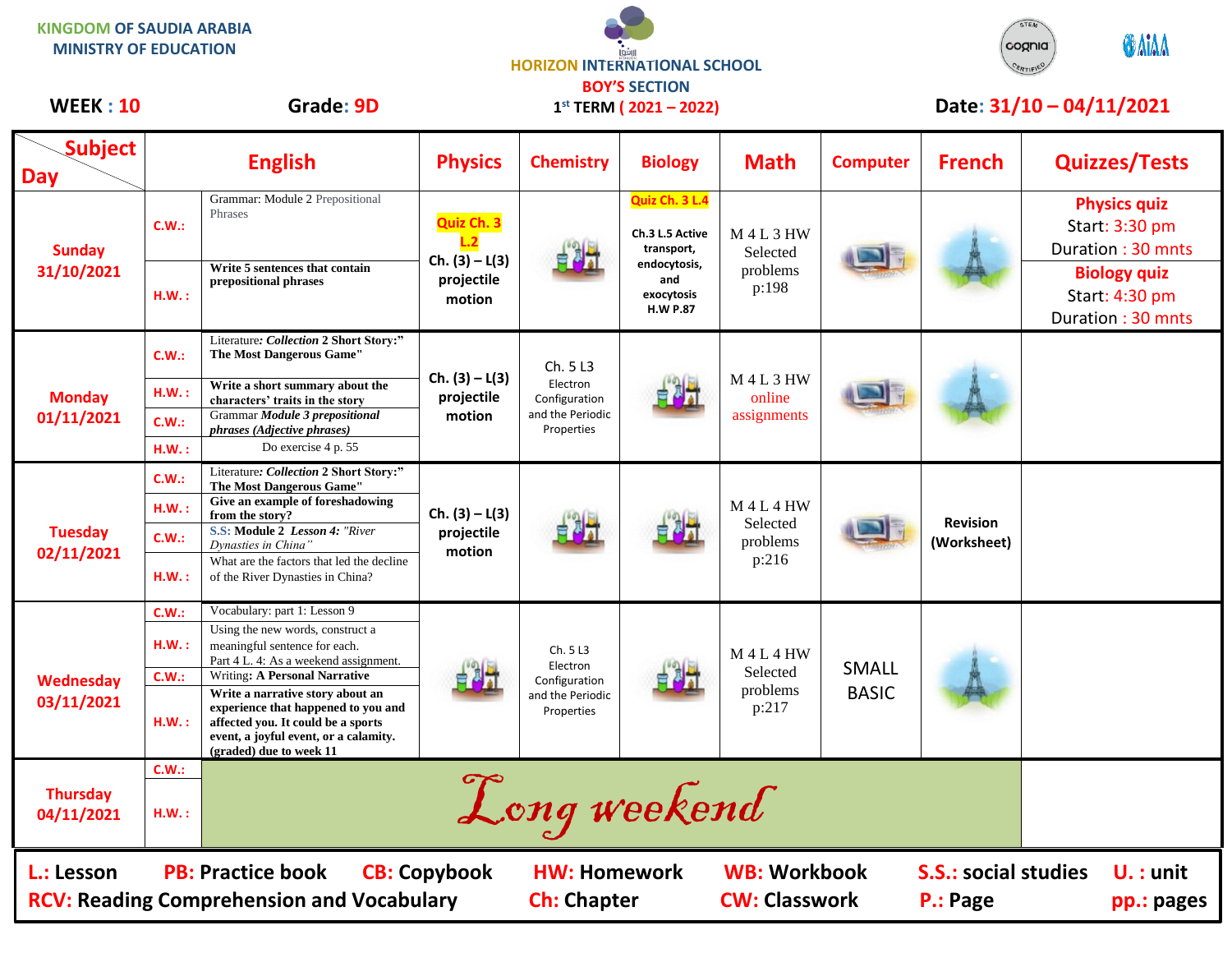KINGDOM OF SAUDIA ARABIA
MINISTRY OF EDUCATION

HORIZON INTERNATIONAL SCHOOL
BOY'S SECTION
1st TERM ( 2021 – 2022)

**WEEK : 10** | **Grade: 9D** | **Date: 31/10 – 04/11/2021**

| Subject / Day | | English | Physics | Chemistry | Biology | Math | Computer | French | Quizzes/Tests |
|---|---|---|---|---|---|---|---|---|---|
| **Sunday 31/10/2021** | C.W.: | Grammar: Module 2 Prepositional Phrases | **Quiz Ch. 3 L.2** Ch. (3) – L(3) projectile motion | | **Quiz Ch. 3 L.4** Ch.3 L.5 Active transport, endocytosis, and exocytosis H.W P.87 | M 4 L 3 HW Selected problems p:198 | | | **Physics quiz** Start: 3:30 pm Duration : 30 mnts |
| | H.W. : | **Write 5 sentences that contain prepositional phrases** | | | | | | | **Biology quiz** Start: 4:30 pm Duration : 30 mnts |
| **Monday 01/11/2021** | C.W.: | Literature: ***Collection*** **2 Short Story:" The Most Dangerous Game"** | Ch. (3) – L(3) projectile motion | Ch. 5 L3 Electron Configuration and the Periodic Properties | | M 4 L 3 HW online assignments | | | |
| | H.W. : | **Write a short summary about the characters' traits in the story** | | | | | | | |
| | C.W.: | Grammar ***Module 3 prepositional phrases (Adjective phrases)*** | | | | | | | |
| | H.W. : | Do exercise 4 p. 55 | | | | | | | |
| **Tuesday 02/11/2021** | C.W.: | Literature: ***Collection*** **2 Short Story:" The Most Dangerous Game"** | Ch. (3) – L(3) projectile motion | | | M 4 L 4 HW Selected problems p:216 | | **Revision (Worksheet)** | |
| | H.W. : | **Give an example of foreshadowing from the story?** | | | | | | | |
| | C.W.: | S.S: **Module 2** ***Lesson 4:*** *"River Dynasties in China"* | | | | | | | |
| | H.W. : | What are the factors that led the decline of the River Dynasties in China? | | | | | | | |
| **Wednesday 03/11/2021** | C.W.: | Vocabulary: part 1: Lesson 9 | | Ch. 5 L3 Electron Configuration and the Periodic Properties | | M 4 L 4 HW Selected problems p:217 | SMALL BASIC | | |
| | H.W. : | Using the new words, construct a meaningful sentence for each. Part 4 L. 4: As a weekend assignment. | | | | | | | |
| | C.W.: | Writing: **A Personal Narrative** | | | | | | | |
| | H.W. : | **Write a narrative story about an experience that happened to you and affected you. It could be a sports event, a joyful event, or a calamity. (graded) due to week 11** | | | | | | | |
| **Thursday 04/11/2021** | C.W.: | *Long weekend* | | | | | | | |
| | H.W. : | | | | | | | | |

**L.: Lesson** **PB: Practice book** **CB: Copybook** **HW: Homework** **WB: Workbook** **S.S.: social studies** **U. : unit**
**RCV: Reading Comprehension and Vocabulary** **Ch: Chapter** **CW: Classwork** **P.: Page** **pp.: pages**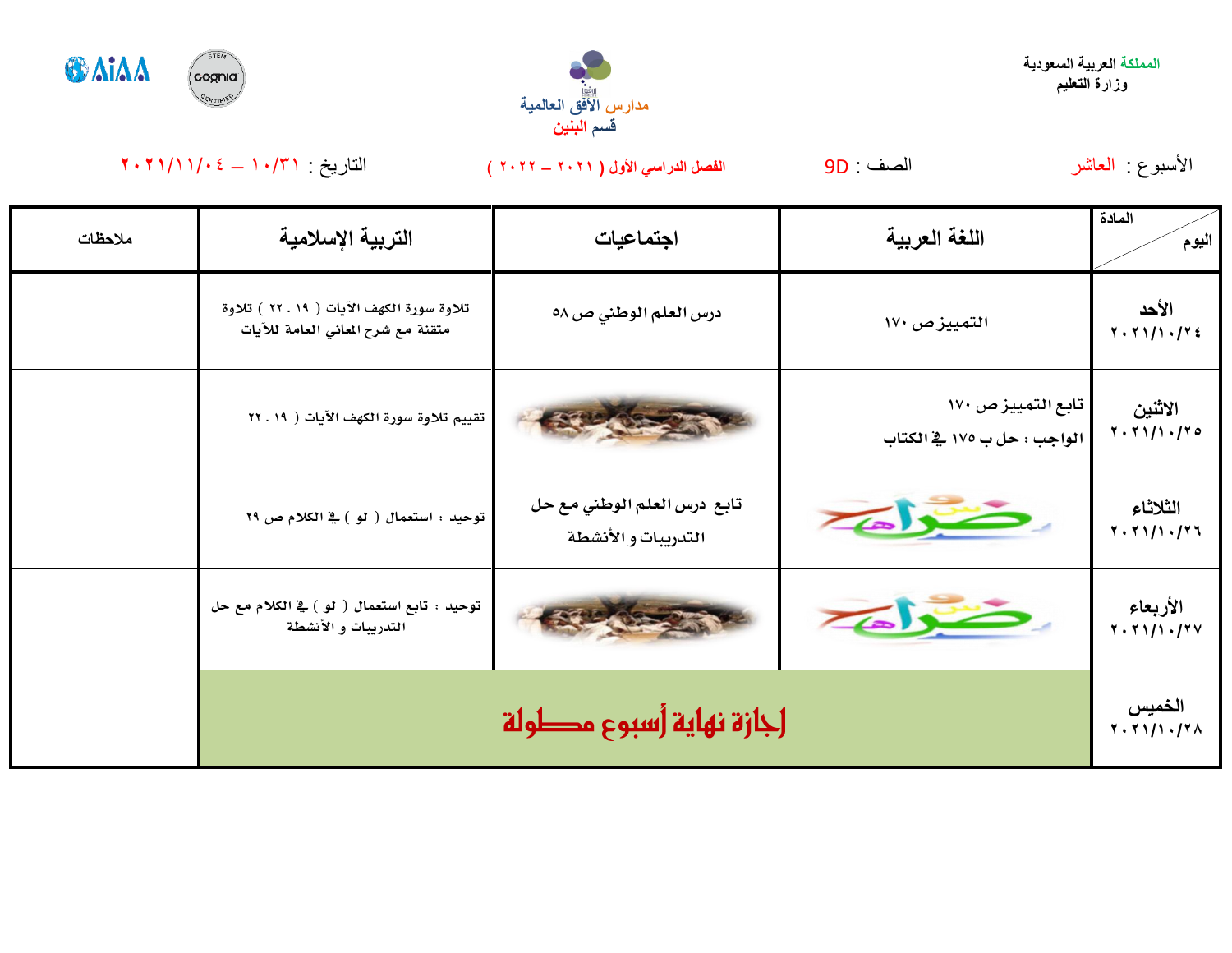المملكة العربية السعودية
وزارة التعليم

مدارس الأفق العالمية
قسم البنين

الأسبوع : العاشر | الصف : 9D | الفصل الدراسي الأول ( ٢٠٢١ – ٢٠٢٢ ) | التاريخ : ١٠/٣١ – ٢٠٢١/١١/٠٤

| المادة / اليوم | اللغة العربية | اجتماعيات | التربية الإسلامية | ملاحظات |
|---|---|---|---|---|
| الأحد ٢٠٢١/١٠/٢٤ | التمييز ص ١٧٠ | درس العلم الوطني ص ٥٨ | تلاوة سورة الكهف الآيات ( ١٩ . ٢٢ ) تلاوة متقنة مع شرح المعاني العامة للآيات | |
| الاثنين ٢٠٢١/١٠/٢٥ | تابع التمييز ص ١٧٠<br>الواجب : حل ب ١٧٥ في الكتاب | | تقييم تلاوة سورة الكهف الآيات ( ١٩ . ٢٢ | |
| الثلاثاء ٢٠٢١/١٠/٢٦ | | تابع درس العلم الوطني مع حل التدريبات و الأنشطة | توحيد : استعمال ( لو ) في الكلام ص ٢٩ | |
| الأربعاء ٢٠٢١/١٠/٢٧ | | | توحيد : تابع استعمال ( لو ) في الكلام مع حل التدريبات و الأنشطة | |
| الخميس ٢٠٢١/١٠/٢٨ | إجازة نهاية أسبوع مطولة | | | |